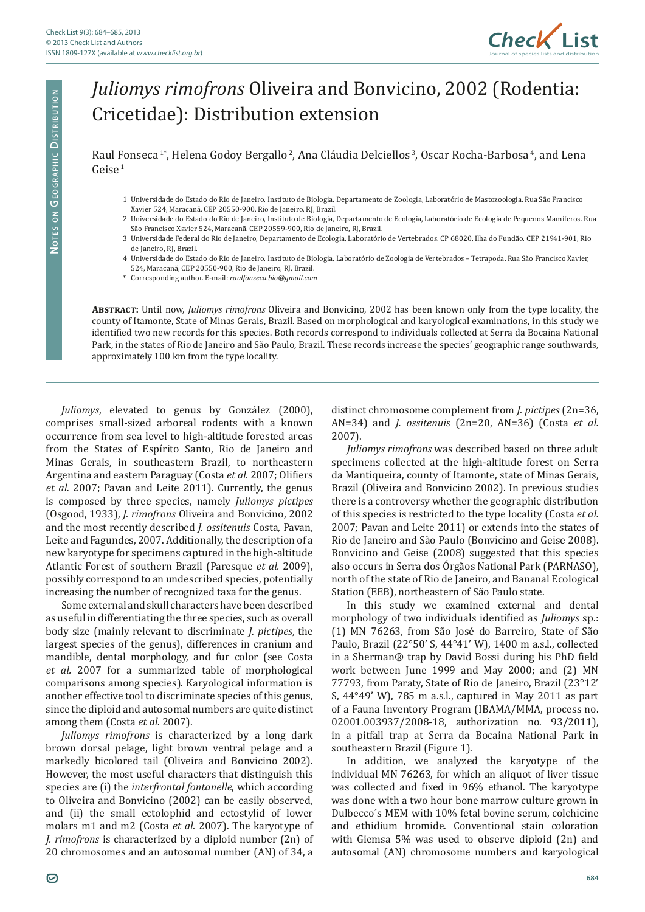# *Juliomys rimofrons* Oliveira and Bonvicino, 2002 (Rodentia: Cricetidae): Distribution extension

Raul Fonseca [1*], Helena Godoy Bergallo [2], Ana Cláudia Delciellos [3], Oscar Rocha-Barbosa [4], and Lena Geise [1]

1 Universidade do Estado do Rio de Janeiro, Instituto de Biologia, Departamento de Zoologia, Laboratório de Mastozoologia. Rua São Francisco Xavier 524, Maracanã. CEP 20550-900. Rio de Janeiro, RJ, Brazil.

2 Universidade do Estado do Rio de Janeiro, Instituto de Biologia, Departamento de Ecologia, Laboratório de Ecologia de Pequenos Mamíferos. Rua São Francisco Xavier 524, Maracanã. CEP 20559-900, Rio de Janeiro, RJ, Brazil.

3 Universidade Federal do Rio de Janeiro, Departamento de Ecologia, Laboratório de Vertebrados. CP 68020, Ilha do Fundão. CEP 21941-901, Rio de Janeiro, RJ, Brazil.

4 Universidade do Estado do Rio de Janeiro, Instituto de Biologia, Laboratório de Zoologia de Vertebrados – Tetrapoda. Rua São Francisco Xavier, 524, Maracanã, CEP 20550-900, Rio de Janeiro, RJ, Brazil.

\* Corresponding author. E-mail: *raulfonseca.bio@gmail.com*

**Abstract:** Until now, *Juliomys rimofrons* Oliveira and Bonvicino, 2002 has been known only from the type locality, the county of Itamonte, State of Minas Gerais, Brazil. Based on morphological and karyological examinations, in this study we identified two new records for this species. Both records correspond to individuals collected at Serra da Bocaina National Park, in the states of Rio de Janeiro and São Paulo, Brazil. These records increase the species' geographic range southwards, approximately 100 km from the type locality.

*Juliomys*, elevated to genus by González (2000), comprises small-sized arboreal rodents with a known occurrence from sea level to high-altitude forested areas from the States of Espírito Santo, Rio de Janeiro and Minas Gerais, in southeastern Brazil, to northeastern Argentina and eastern Paraguay (Costa *et al.* 2007; Olifiers *et al.* 2007; Pavan and Leite 2011). Currently, the genus is composed by three species, namely *Juliomys pictipes* (Osgood, 1933), *J. rimofrons* Oliveira and Bonvicino, 2002 and the most recently described *J. ossitenuis* Costa, Pavan, Leite and Fagundes, 2007. Additionally, the description of a new karyotype for specimens captured in the high-altitude Atlantic Forest of southern Brazil (Paresque *et al.* 2009), possibly correspond to an undescribed species, potentially increasing the number of recognized taxa for the genus.

Some external and skull characters have been described as useful in differentiating the three species, such as overall body size (mainly relevant to discriminate *J. pictipes*, the largest species of the genus), differences in cranium and mandible, dental morphology, and fur color (see Costa *et al.* 2007 for a summarized table of morphological comparisons among species). Karyological information is another effective tool to discriminate species of this genus, since the diploid and autosomal numbers are quite distinct among them (Costa *et al.* 2007).

*Juliomys rimofrons* is characterized by a long dark brown dorsal pelage, light brown ventral pelage and a markedly bicolored tail (Oliveira and Bonvicino 2002). However, the most useful characters that distinguish this species are (i) the *interfrontal fontanelle*, which according to Oliveira and Bonvicino (2002) can be easily observed, and (ii) the small ectolophid and ectostylid of lower molars m1 and m2 (Costa *et al.* 2007). The karyotype of *J. rimofrons* is characterized by a diploid number (2n) of 20 chromosomes and an autosomal number (AN) of 34, a distinct chromosome complement from *J. pictipes* (2n=36, AN=34) and *J. ossitenuis* (2n=20, AN=36) (Costa *et al.* 2007).

*Juliomys rimofrons* was described based on three adult specimens collected at the high-altitude forest on Serra da Mantiqueira, county of Itamonte, state of Minas Gerais, Brazil (Oliveira and Bonvicino 2002). In previous studies there is a controversy whether the geographic distribution of this species is restricted to the type locality (Costa *et al.* 2007; Pavan and Leite 2011) or extends into the states of Rio de Janeiro and São Paulo (Bonvicino and Geise 2008). Bonvicino and Geise (2008) suggested that this species also occurs in Serra dos Órgãos National Park (PARNASO), north of the state of Rio de Janeiro, and Bananal Ecological Station (EEB), northeastern of São Paulo state.

In this study we examined external and dental morphology of two individuals identified as *Juliomys* sp.: (1) MN 76263, from São José do Barreiro, State of São Paulo, Brazil (22°50' S, 44°41' W), 1400 m a.s.l., collected in a Sherman® trap by David Bossi during his PhD field work between June 1999 and May 2000; and (2) MN 77793, from Paraty, State of Rio de Janeiro, Brazil (23°12' S, 44°49' W), 785 m a.s.l., captured in May 2011 as part of a Fauna Inventory Program (IBAMA/MMA, process no. 02001.003937/2008-18, authorization no. 93/2011), in a pitfall trap at Serra da Bocaina National Park in southeastern Brazil (Figure 1).

In addition, we analyzed the karyotype of the individual MN 76263, for which an aliquot of liver tissue was collected and fixed in 96% ethanol. The karyotype was done with a two hour bone marrow culture grown in Dulbecco´s MEM with 10% fetal bovine serum, colchicine and ethidium bromide. Conventional stain coloration with Giemsa 5% was used to observe diploid (2n) and autosomal (AN) chromosome numbers and karyological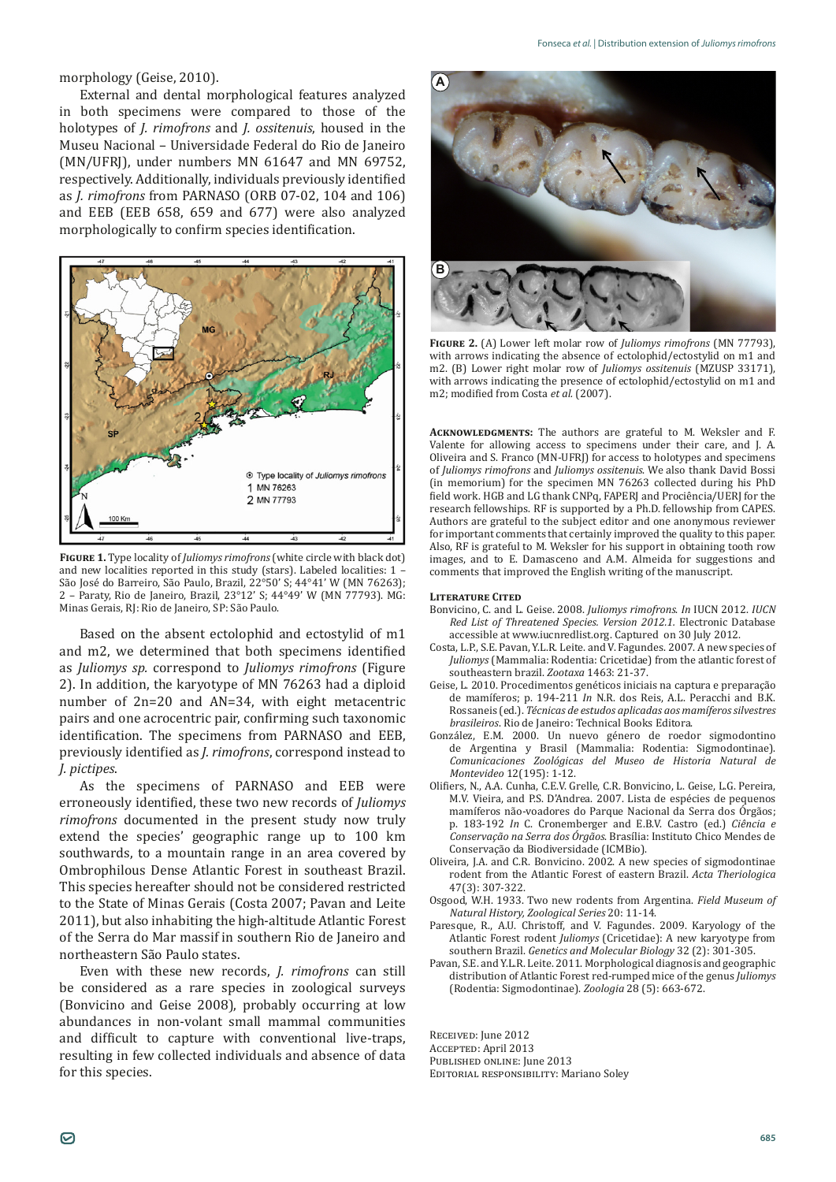morphology (Geise, 2010).

External and dental morphological features analyzed in both specimens were compared to those of the holotypes of *J. rimofrons* and *J. ossitenuis*, housed in the Museu Nacional – Universidade Federal do Rio de Janeiro (MN/UFRJ), under numbers MN 61647 and MN 69752, respectively. Additionally, individuals previously identified as *J. rimofrons* from PARNASO (ORB 07-02, 104 and 106) and EEB (EEB 658, 659 and 677) were also analyzed morphologically to confirm species identification.

MG
RJ
SP
N
100 Km
1
2
Type locality of *Juliomys rimofrons*
1 MN 76263
2 MN 77793

**Figure 1.** Type locality of *Juliomys rimofrons* (white circle with black dot) and new localities reported in this study (stars). Labeled localities: 1 – São José do Barreiro, São Paulo, Brazil, 22°50' S; 44°41' W (MN 76263); 2 – Paraty, Rio de Janeiro, Brazil, 23°12' S; 44°49' W (MN 77793). MG: Minas Gerais, RJ: Rio de Janeiro, SP: São Paulo.

Based on the absent ectolophid and ectostylid of m1 and m2, we determined that both specimens identified as *Juliomys sp.* correspond to *Juliomys rimofrons* (Figure 2). In addition, the karyotype of MN 76263 had a diploid number of 2n=20 and AN=34, with eight metacentric pairs and one acrocentric pair, confirming such taxonomic identification. The specimens from PARNASO and EEB, previously identified as *J. rimofrons*, correspond instead to *J. pictipes*.

As the specimens of PARNASO and EEB were erroneously identified, these two new records of *Juliomys rimofrons* documented in the present study now truly extend the species' geographic range up to 100 km southwards, to a mountain range in an area covered by Ombrophilous Dense Atlantic Forest in southeast Brazil. This species hereafter should not be considered restricted to the State of Minas Gerais (Costa 2007; Pavan and Leite 2011), but also inhabiting the high-altitude Atlantic Forest of the Serra do Mar massif in southern Rio de Janeiro and northeastern São Paulo states.

Even with these new records, *J. rimofrons* can still be considered as a rare species in zoological surveys (Bonvicino and Geise 2008), probably occurring at low abundances in non-volant small mammal communities and difficult to capture with conventional live-traps, resulting in few collected individuals and absence of data for this species.

A
B

**Figure 2.** (A) Lower left molar row of *Juliomys rimofrons* (MN 77793), with arrows indicating the absence of ectolophid/ectostylid on m1 and m2. (B) Lower right molar row of *Juliomys ossitenuis* (MZUSP 33171), with arrows indicating the presence of ectolophid/ectostylid on m1 and m2; modified from Costa *et al.* (2007).

**Acknowledgments:** The authors are grateful to M. Weksler and F. Valente for allowing access to specimens under their care; to J. A. Oliveira and S. Franco (MN-UFRJ) for access to holotypes and specimens of *Juliomys rimofrons* and *Juliomys ossitenuis*. We also thank David Bossi (in memorium) for the specimen MN 76263 collected during his PhD field work. HGB and LG thank CNPq, FAPERJ and Prociência/UERJ for the research fellowships. RF is supported by a Ph.D. fellowship from CAPES. Authors are grateful to the subject editor and one anonymous reviewer for important comments that certainly improved the quality to this paper. Also, RF is grateful to M. Weksler for his support in obtaining tooth row images, and to E. Damasceno and A.M. Almeida for suggestions and comments that improved the English writing of the manuscript.

## Literature Cited

Bonvicino, C. and L. Geise. 2008. *Juliomys rimofrons. In* IUCN 2012. *IUCN Red List of Threatened Species. Version 2012.1.* Electronic Database accessible at www.iucnredlist.org. Captured on 30 July 2012.

Costa, L.P., S.E. Pavan, Y.L.R. Leite. 2007. A new species of *Juliomys* (Mammalia: Rodentia: Cricetidae) from the atlantic forest of southeastern brazil. *Zootaxa* 1463: 21-37.

Geise, L. 2010. Procedimentos genéticos iniciais na captura e preparação de mamíferos; p. 194-211 *In* N.R. dos Reis, A.L. Peracchi and B.K. Rossaneis (ed.). *Técnicas de estudos aplicadas aos mamíferos silvestres brasileiros*. Rio de Janeiro: Technical Books Editora.

González, E.M. 2000. Un nuevo género de roedor sigmodontino de Argentina y Brasil (Mammalia: Rodentia: Sigmodontinae). *Comunicaciones Zoológicas del Museo de Historia Natural de Montevideo* 12(195): 1-12.

Olifiers, N., A.A. Cunha, C.E.V. Grelle, C.R. Bonvicino, L. Geise, L.G. Pereira, M.V. Vieira, and P.S. D'Andrea. 2007. Lista de espécies de pequenos mamíferos não-voadores do Parque Nacional da Serra dos Órgãos; p. 183-192 *In* C. Cronemberger and E.B.V. Castro (ed.) *Ciência e Conservação na Serra dos Órgãos*. Brasília: Instituto Chico Mendes de Conservação da Biodiversidade (ICMBio).

Oliveira, J.A. and C.R. Bonvicino. 2002. A new species of sigmodontinae rodent from the Atlantic Forest of eastern Brazil. *Acta Theriologica* 47(3): 307-322.

Osgood, W.H. 1933. Two new rodents from Argentina. *Field Museum of Natural History, Zoological Series* 20: 11-14.

Paresque, R., A.U. Christoff, and V. Fagundes. 2009. Karyology of the Atlantic Forest rodent *Juliomys* (Cricetidae): A new karyotype from southern Brazil. *Genetics and Molecular Biology* 32 (2): 301-305.

Pavan, S.E. and Y.L.R. Leite. 2011. Morphological diagnosis and geographic distribution of Atlantic Forest red-rumped mice of the genus *Juliomys* (Rodentia: Sigmodontinae). *Zoologia* 28 (5): 663-672.

Received: June 2012
Accepted: April 2013
Published online: June 2013
Editorial responsibility: Mariano Soley